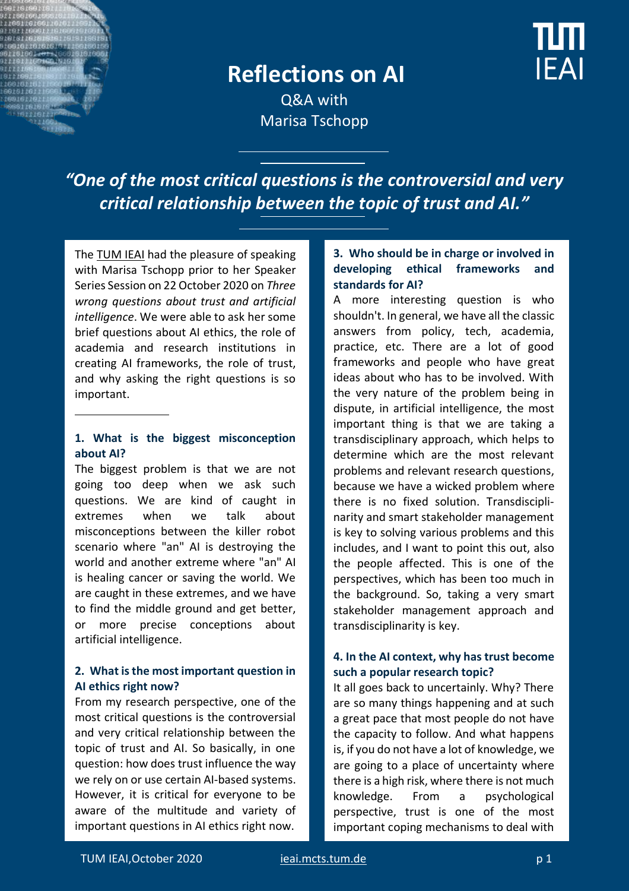# Reflections on AI

Q&A with
Marisa Tschopp

*"One of the most critical questions is the controversial and very critical relationship between the topic of trust and AI."*

The TUM IEAI had the pleasure of speaking with Marisa Tschopp prior to her Speaker Series Session on 22 October 2020 on *Three wrong questions about trust and artificial intelligence*. We were able to ask her some brief questions about AI ethics, the role of academia and research institutions in creating AI frameworks, the role of trust, and why asking the right questions is so important.

### 1. What is the biggest misconception about AI?

The biggest problem is that we are not going too deep when we ask such questions. We are kind of caught in extremes when we talk about misconceptions between the killer robot scenario where "an" AI is destroying the world and another extreme where "an" AI is healing cancer or saving the world. We are caught in these extremes, and we have to find the middle ground and get better, or more precise conceptions about artificial intelligence.

### 2. What is the most important question in AI ethics right now?

From my research perspective, one of the most critical questions is the controversial and very critical relationship between the topic of trust and AI. So basically, in one question: how does trust influence the way we rely on or use certain AI-based systems. However, it is critical for everyone to be aware of the multitude and variety of important questions in AI ethics right now.

### 3. Who should be in charge or involved in developing ethical frameworks and standards for AI?

A more interesting question is who shouldn't. In general, we have all the classic answers from policy, tech, academia, practice, etc. There are a lot of good frameworks and people who have great ideas about who has to be involved. With the very nature of the problem being in dispute, in artificial intelligence, the most important thing is that we are taking a transdisciplinary approach, which helps to determine which are the most relevant problems and relevant research questions, because we have a wicked problem where there is no fixed solution. Transdisciplinarity and smart stakeholder management is key to solving various problems and this includes, and I want to point this out, also the people affected. This is one of the perspectives, which has been too much in the background. So, taking a very smart stakeholder management approach and transdisciplinarity is key.

### 4. In the AI context, why has trust become such a popular research topic?

It all goes back to uncertainly. Why? There are so many things happening and at such a great pace that most people do not have the capacity to follow. And what happens is, if you do not have a lot of knowledge, we are going to a place of uncertainty where there is a high risk, where there is not much knowledge. From a psychological perspective, trust is one of the most important coping mechanisms to deal with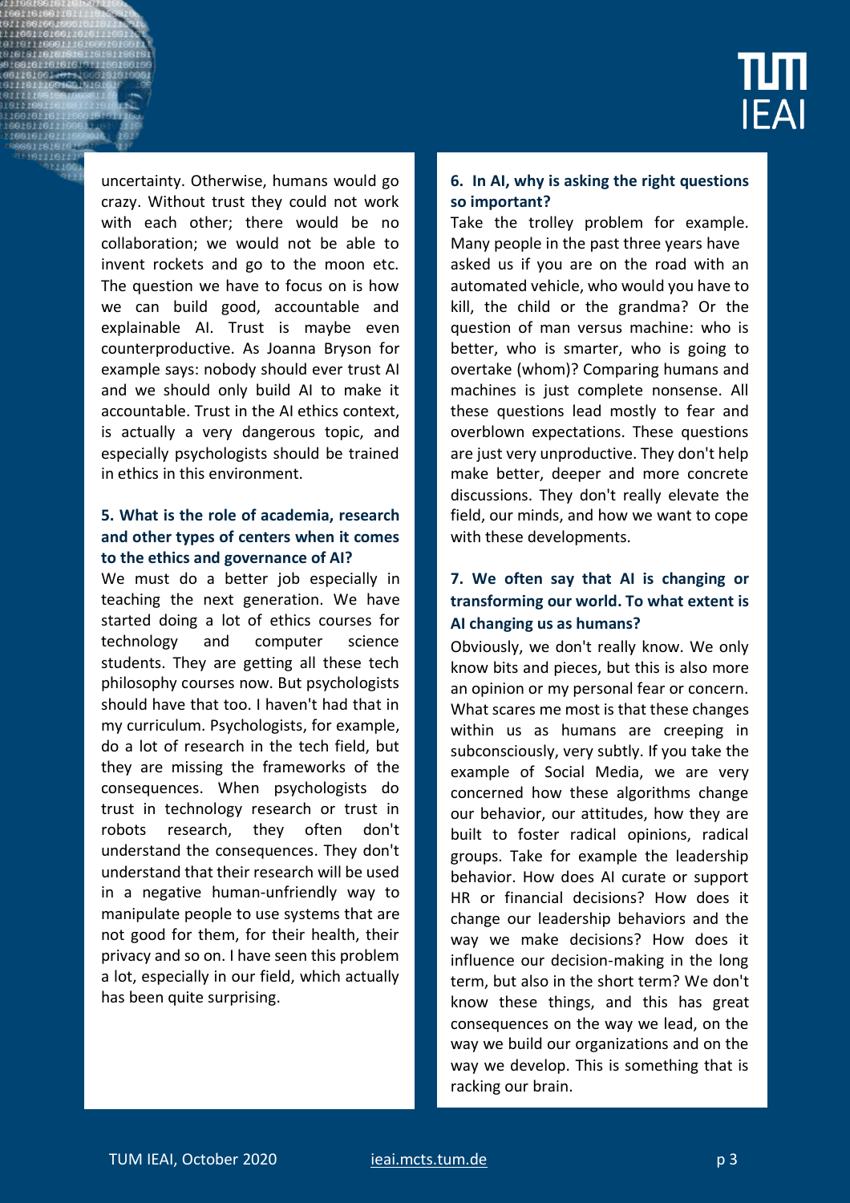uncertainty. Otherwise, humans would go crazy. Without trust they could not work with each other; there would be no collaboration; we would not be able to invent rockets and go to the moon etc. The question we have to focus on is how we can build good, accountable and explainable AI. Trust is maybe even counterproductive. As Joanna Bryson for example says: nobody should ever trust AI and we should only build AI to make it accountable. Trust in the AI ethics context, is actually a very dangerous topic, and especially psychologists should be trained in ethics in this environment.

### 5. What is the role of academia, research and other types of centers when it comes to the ethics and governance of AI?

We must do a better job especially in teaching the next generation. We have started doing a lot of ethics courses for technology and computer science students. They are getting all these tech philosophy courses now. But psychologists should have that too. I haven't had that in my curriculum. Psychologists, for example, do a lot of research in the tech field, but they are missing the frameworks of the consequences. When psychologists do trust in technology research or trust in robots research, they often don't understand the consequences. They don't understand that their research will be used in a negative human-unfriendly way to manipulate people to use systems that are not good for them, for their health, their privacy and so on. I have seen this problem a lot, especially in our field, which actually has been quite surprising.

### 6. In AI, why is asking the right questions so important?

Take the trolley problem for example. Many people in the past three years have asked us if you are on the road with an automated vehicle, who would you have to kill, the child or the grandma? Or the question of man versus machine: who is better, who is smarter, who is going to overtake (whom)? Comparing humans and machines is just complete nonsense. All these questions lead mostly to fear and overblown expectations. These questions are just very unproductive. They don't help make better, deeper and more concrete discussions. They don't really elevate the field, our minds, and how we want to cope with these developments.

### 7. We often say that AI is changing or transforming our world. To what extent is AI changing us as humans?

Obviously, we don't really know. We only know bits and pieces, but this is also more an opinion or my personal fear or concern. What scares me most is that these changes within us as humans are creeping in subconsciously, very subtly. If you take the example of Social Media, we are very concerned how these algorithms change our behavior, our attitudes, how they are built to foster radical opinions, radical groups. Take for example the leadership behavior. How does AI curate or support HR or financial decisions? How does it change our leadership behaviors and the way we make decisions? How does it influence our decision-making in the long term, but also in the short term? We don't know these things, and this has great consequences on the way we lead, on the way we build our organizations and on the way we develop. This is something that is racking our brain.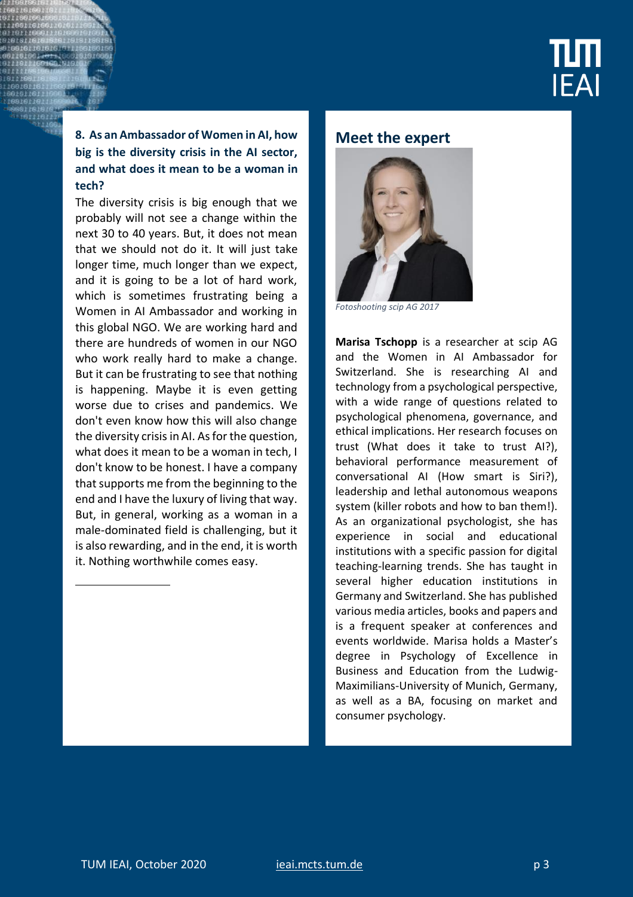**8. As an Ambassador of Women in AI, how big is the diversity crisis in the AI sector, and what does it mean to be a woman in tech?**

The diversity crisis is big enough that we probably will not see a change within the next 30 to 40 years. But, it does not mean that we should not do it. It will just take longer time, much longer than we expect, and it is going to be a lot of hard work, which is sometimes frustrating being a Women in AI Ambassador and working in this global NGO. We are working hard and there are hundreds of women in our NGO who work really hard to make a change. But it can be frustrating to see that nothing is happening. Maybe it is even getting worse due to crises and pandemics. We don't even know how this will also change the diversity crisis in AI. As for the question, what does it mean to be a woman in tech, I don't know to be honest. I have a company that supports me from the beginning to the end and I have the luxury of living that way. But, in general, working as a woman in a male-dominated field is challenging, but it is also rewarding, and in the end, it is worth it. Nothing worthwhile comes easy.

## Meet the expert

*Fotoshooting scip AG 2017*

**Marisa Tschopp** is a researcher at scip AG and the Women in AI Ambassador for Switzerland. She is researching AI and technology from a psychological perspective, with a wide range of questions related to psychological phenomena, governance, and ethical implications. Her research focuses on trust (What does it take to trust AI?), behavioral performance measurement of conversational AI (How smart is Siri?), leadership and lethal autonomous weapons system (killer robots and how to ban them!). As an organizational psychologist, she has experience in social and educational institutions with a specific passion for digital teaching-learning trends. She has taught in several higher education institutions in Germany and Switzerland. She has published various media articles, books and papers and is a frequent speaker at conferences and events worldwide. Marisa holds a Master's degree in Psychology of Excellence in Business and Education from the Ludwig-Maximilians-University of Munich, Germany, as well as a BA, focusing on market and consumer psychology.